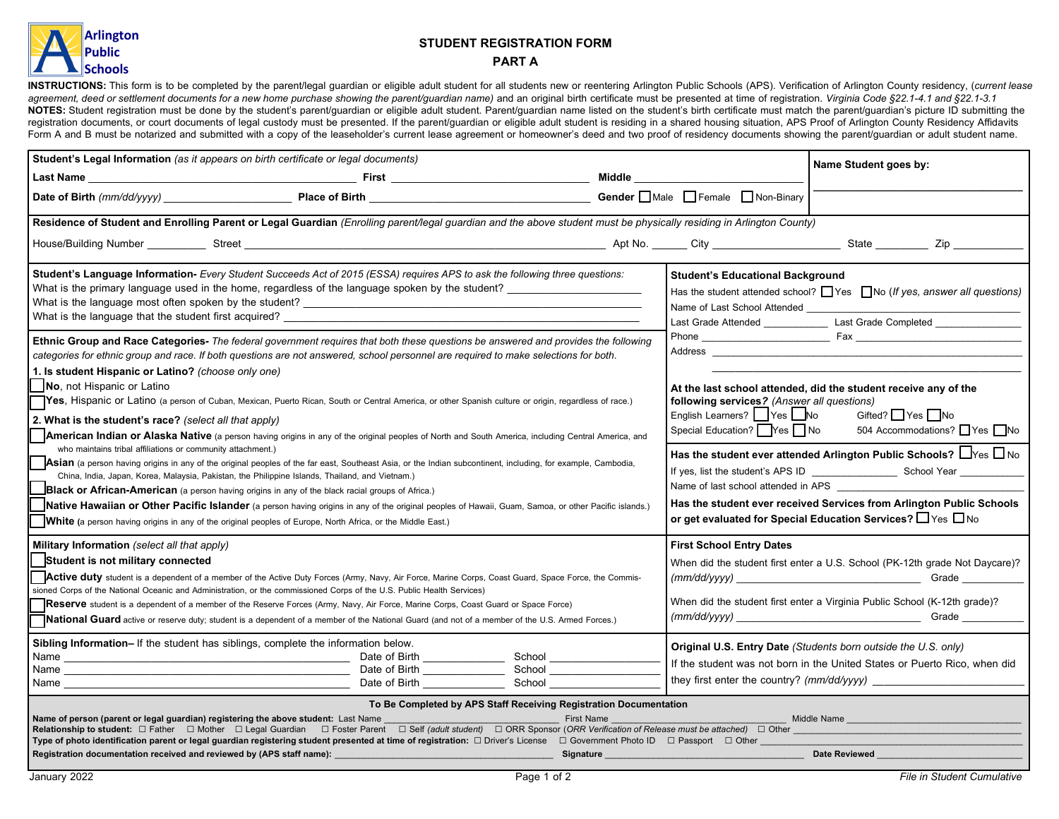Arlington Public Schools

# STUDENT REGISTRATION FORM

## PART A

**INSTRUCTIONS:** This form is to be completed by the parent/legal guardian or eligible adult student for all students new or reentering Arlington Public Schools (APS). Verification of Arlington County residency, (*current lease agreement, deed or settlement documents for a new home purchase showing the parent/guardian name)* and an original birth certificate must be presented at time of registration. *Virginia Code §22.1-4.1 and §22.1-3.1*

**NOTES:** Student registration must be done by the student's parent/guardian or eligible adult student. Parent/guardian name listed on the student's birth certificate must match the parent/guardian's picture ID submitting the registration documents, or court documents of legal custody must be presented. If the parent/guardian or eligible adult student is residing in a shared housing situation, APS Proof of Arlington County Residency Affidavits Form A and B must be notarized and submitted with a copy of the leaseholder's current lease agreement or homeowner's deed and two proof of residency documents showing the parent/guardian or adult student name.

**Student's Legal Information** *(as it appears on birth certificate or legal documents)*

**Last Name** ______________________ **First** ______________________ **Middle** ______________________

**Date of Birth** *(mm/dd/yyyy)* ______________ **Place of Birth** ______________________ **Gender** ☐ Male ☐ Female ☐ Non-Binary

**Name Student goes by:** ______________________

**Residence of Student and Enrolling Parent or Legal Guardian** *(Enrolling parent/legal guardian and the above student must be physically residing in Arlington County)*

House/Building Number ________ Street ______________________ Apt No. ______ City ______________ State ________ Zip __________

**Student's Language Information-** *Every Student Succeeds Act of 2015 (ESSA) requires APS to ask the following three questions:*

What is the primary language used in the home, regardless of the language spoken by the student? ______________

What is the language most often spoken by the student? ______________________

What is the language that the student first acquired? ______________________

**Ethnic Group and Race Categories-** *The federal government requires that both these questions be answered and provides the following categories for ethnic group and race. If both questions are not answered, school personnel are required to make selections for both.*

**1. Is student Hispanic or Latino?** *(choose only one)*

☐ **No**, not Hispanic or Latino

☐ **Yes**, Hispanic or Latino (a person of Cuban, Mexican, Puerto Rican, South or Central America, or other Spanish culture or origin, regardless of race.)

**2. What is the student's race?** *(select all that apply)*

☐ **American Indian or Alaska Native** (a person having origins in any of the original peoples of North and South America, including Central America, and who maintains tribal affiliations or community attachment.)

☐ **Asian** (a person having origins in any of the original peoples of the far east, Southeast Asia, or the Indian subcontinent, including, for example, Cambodia, China, India, Japan, Korea, Malaysia, Pakistan, the Philippine Islands, Thailand, and Vietnam.)

☐ **Black or African-American** (a person having origins in any of the black racial groups of Africa.)

☐ **Native Hawaiian or Other Pacific Islander** (a person having origins in any of the original peoples of Hawaii, Guam, Samoa, or other Pacific islands.)

☐ **White** (a person having origins in any of the original peoples of Europe, North Africa, or the Middle East.)

**Student's Educational Background**

Has the student attended school? ☐ Yes ☐ No *(If yes, answer all questions)*

Name of Last School Attended ______________________

Last Grade Attended __________ Last Grade Completed __________

Phone ______________ Fax ______________

Address ______________________

**At the last school attended, did the student receive any of the following services?** *(Answer all questions)*

English Learners? ☐ Yes ☐ No Gifted? ☐ Yes ☐ No

Special Education? ☐ Yes ☐ No 504 Accommodations? ☐ Yes ☐ No

**Has the student ever attended Arlington Public Schools?** ☐ Yes ☐ No

If yes, list the student's APS ID ______________ School Year __________

Name of last school attended in APS ______________________

**Has the student ever received Services from Arlington Public Schools or get evaluated for Special Education Services?** ☐ Yes ☐ No

**Military Information** *(select all that apply)*

☐ **Student is not military connected**

☐ **Active duty** student is a dependent of a member of the Active Duty Forces (Army, Navy, Air Force, Marine Corps, Coast Guard, Space Force, the Commissioned Corps of the National Oceanic and Administration, or the commissioned Corps of the U.S. Public Health Services)

☐ **Reserve** student is a dependent of a member of the Reserve Forces (Army, Navy, Air Force, Marine Corps, Coast Guard or Space Force)

☐ **National Guard** active or reserve duty; student is a dependent of a member of the National Guard (and not of a member of the U.S. Armed Forces.)

**First School Entry Dates**

When did the student first enter a U.S. School (PK-12th grade Not Daycare)? *(mm/dd/yyyy)* ______________ Grade ________

When did the student first enter a Virginia Public School (K-12th grade)? *(mm/dd/yyyy)* ______________ Grade ________

**Sibling Information–** If the student has siblings, complete the information below.

Name ______________________ Date of Birth __________ School ______________

Name ______________________ Date of Birth __________ School ______________

Name ______________________ Date of Birth __________ School ______________

**Original U.S. Entry Date** *(Students born outside the U.S. only)*

If the student was not born in the United States or Puerto Rico, when did they first enter the country? *(mm/dd/yyyy)* ______________

**To Be Completed by APS Staff Receiving Registration Documentation**

**Name of person (parent or legal guardian) registering the above student:** Last Name ______________ First Name ______________ Middle Name ______________

**Relationship to student:** ☐ Father ☐ Mother ☐ Legal Guardian ☐ Foster Parent ☐ Self *(adult student)* ☐ ORR Sponsor *(ORR Verification of Release must be attached)* ☐ Other ______________

**Type of photo identification parent or legal guardian registering student presented at time of registration:** ☐ Driver's License ☐ Government Photo ID ☐ Passport ☐ Other ______________

**Registration documentation received and reviewed by (APS staff name):** ______________ **Signature** ______________ **Date Reviewed** ______________

January 2022

*File in Student Cumulative*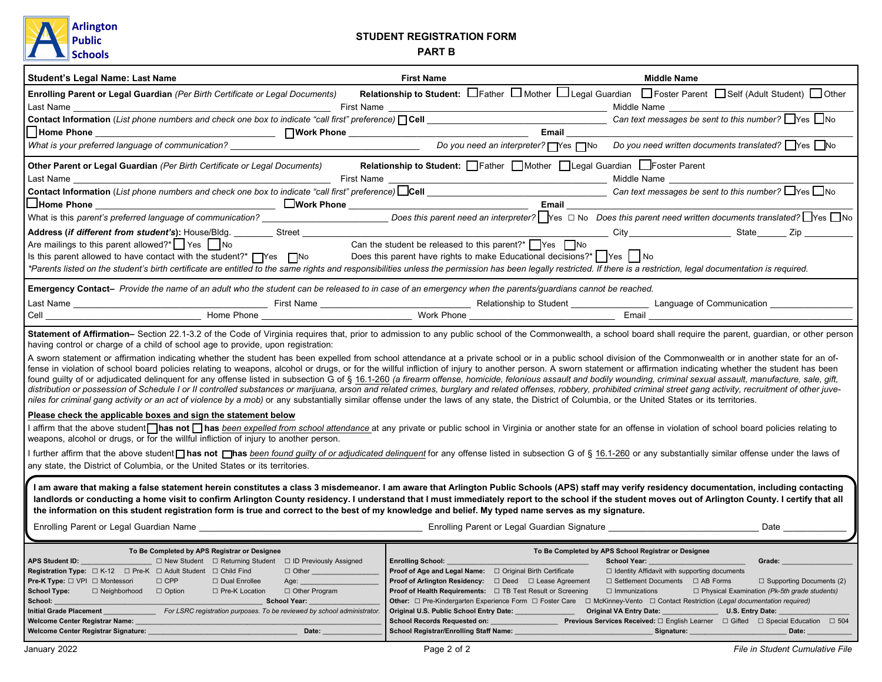Arlington Public Schools

# STUDENT REGISTRATION FORM

## PART B

**Student's Legal Name: Last Name** **First Name** **Middle Name**

**Enrolling Parent or Legal Guardian** *(Per Birth Certificate or Legal Documents)* **Relationship to Student:** ☐ Father ☐ Mother ☐ Legal Guardian ☐ Foster Parent ☐ Self (Adult Student) ☐ Other

Last Name ______ First Name ______ Middle Name ______

**Contact Information** (*List phone numbers and check one box to indicate "call first" preference*) ☐ **Cell** ______ *Can text messages be sent to this number?* ☐ Yes ☐ No

☐ **Home Phone** ______ ☐ **Work Phone** ______ **Email** ______

*What is your preferred language of communication?* ______ *Do you need an interpreter?* ☐ Yes ☐ No *Do you need written documents translated?* ☐ Yes ☐ No

**Other Parent or Legal Guardian** *(Per Birth Certificate or Legal Documents)* **Relationship to Student:** ☐ Father ☐ Mother ☐ Legal Guardian ☐ Foster Parent

Last Name ______ First Name ______ Middle Name ______

**Contact Information** (*List phone numbers and check one box to indicate "call first" preference*) ☐ **Cell** ______ *Can text messages be sent to this number?* ☐ Yes ☐ No

☐ **Home Phone** ______ ☐ **Work Phone** ______ **Email** ______

What is this parent's preferred language of communication? ______ *Does this parent need an interpreter?* ☐ Yes ☐ No *Does this parent need written documents translated?* ☐ Yes ☐ No

**Address (*if different from student's*):** House/Bldg. ______ Street ______ City ______ State ______ Zip ______

Are mailings to this parent allowed?* ☐ Yes ☐ No Can the student be released to this parent?* ☐ Yes ☐ No

Is this parent allowed to have contact with the student?* ☐ Yes ☐ No Does this parent have rights to make Educational decisions?* ☐ Yes ☐ No

*\*Parents listed on the student's birth certificate are entitled to the same rights and responsibilities unless the permission has been legally restricted. If there is a restriction, legal documentation is required.*

**Emergency Contact–** *Provide the name of an adult who the student can be released to in case of an emergency when the parents/guardians cannot be reached.*

Last Name ______ First Name ______ Relationship to Student ______ Language of Communication ______

Cell ______ Home Phone ______ Work Phone ______ Email ______

**Statement of Affirmation–** Section 22.1-3.2 of the Code of Virginia requires that, prior to admission to any public school of the Commonwealth, a school board shall require the parent, guardian, or other person having control or charge of a child of school age to provide, upon registration:

A sworn statement or affirmation indicating whether the student has been expelled from school attendance at a private school or in a public school division of the Commonwealth or in another state for an offense in violation of school board policies relating to weapons, alcohol or drugs, or for the willful infliction of injury to another person. A sworn statement or affirmation indicating whether the student has been found guilty of or adjudicated delinquent for any offense listed in subsection G of § 16.1-260 *(a firearm offense, homicide, felonious assault and bodily wounding, criminal sexual assault, manufacture, sale, gift, distribution or possession of Schedule I or II controlled substances or marijuana, arson and related crimes, burglary and related offenses, robbery, prohibited criminal street gang activity, recruitment of other juveniles for criminal gang activity or an act of violence by a mob)* or any substantially similar offense under the laws of any state, the District of Columbia, or the United States or its territories.

**Please check the applicable boxes and sign the statement below**

I affirm that the above student ☐ **has not** ☐ **has** *been expelled from school attendance* at any private or public school in Virginia or another state for an offense in violation of school board policies relating to weapons, alcohol or drugs, or for the willful infliction of injury to another person.

I further affirm that the above student ☐ **has not** ☐ **has** *been found guilty of or adjudicated delinquent* for any offense listed in subsection G of § 16.1-260 or any substantially similar offense under the laws of any state, the District of Columbia, or the United States or its territories.

**I am aware that making a false statement herein constitutes a class 3 misdemeanor. I am aware that Arlington Public Schools (APS) staff may verify residency documentation, including contacting landlords or conducting a home visit to confirm Arlington County residency. I understand that I must immediately report to the school if the student moves out of Arlington County. I certify that all the information on this student registration form is true and correct to the best of my knowledge and belief. My typed name serves as my signature.**

Enrolling Parent or Legal Guardian Name ______ Enrolling Parent or Legal Guardian Signature ______ Date ______

**To Be Completed by APS Registrar or Designee**

**APS Student ID:** ______ ☐ New Student ☐ Returning Student ☐ ID Previously Assigned

**Registration Type:** ☐ K-12 ☐ Pre-K ☐ Adult Student ☐ Child Find ☐ Other ______

**Pre-K Type:** ☐ VPI ☐ Montessori ☐ CPP ☐ Dual Enrollee Age: ______

**School Type:** ☐ Neighborhood ☐ Option ☐ Pre-K Location ☐ Other Program

**School:** ______ **School Year:** ______

**Initial Grade Placement** ______ *For LSRC registration purposes. To be reviewed by school administrator.*

**Welcome Center Registrar Name:** ______

**Welcome Center Registrar Signature:** ______ **Date:** ______

**To Be Completed by APS School Registrar or Designee**

**Enrolling School:** ______ **School Year:** ______ **Grade:** ______

**Proof of Age and Legal Name:** ☐ Original Birth Certificate ☐ Identity Affidavit with supporting documents

**Proof of Arlington Residency:** ☐ Deed ☐ Lease Agreement ☐ Settlement Documents ☐ AB Forms ☐ Supporting Documents (2)

**Proof of Health Requirements:** ☐ TB Test Result or Screening ☐ Immunizations ☐ Physical Examination *(Pk-5th grade students)*

**Other:** ☐ Pre-Kindergarten Experience Form ☐ Foster Care ☐ McKinney-Vento ☐ Contact Restriction (*Legal documentation required)*

**Original U.S. Public School Entry Date:** ______ **Original VA Entry Date:** ______ **U.S. Entry Date:** ______

**School Records Requested on:** ______ **Previous Services Received:** ☐ English Learner ☐ Gifted ☐ Special Education ☐ 504

**School Registrar/Enrolling Staff Name:** ______ **Signature:** ______ **Date:** ______

January 2022 *File in Student Cumulative File*